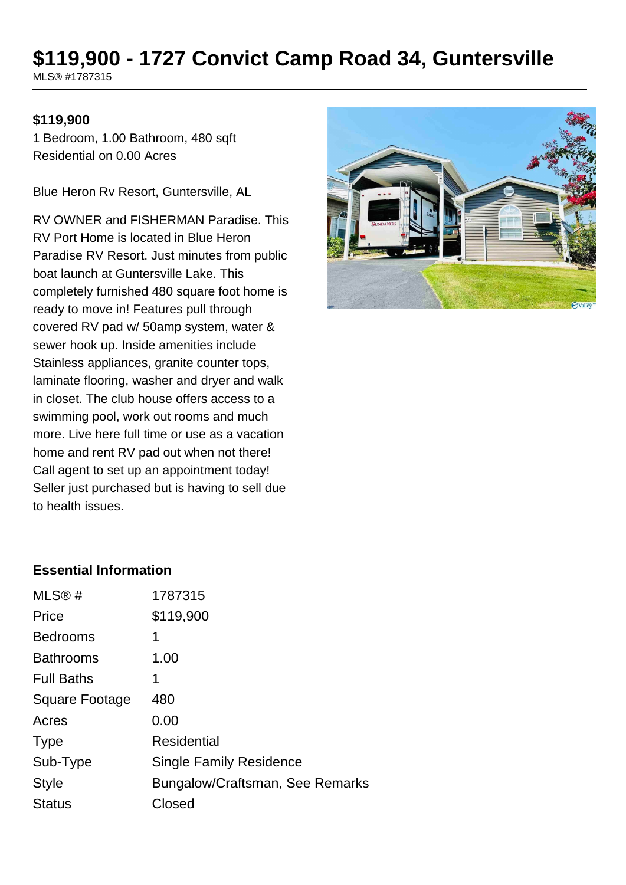# $119,900 - 1727 Convict Camp Road 34, Guntersville

MLS® #1787315

**$119,900**

1 Bedroom, 1.00 Bathroom, 480 sqft
Residential on 0.00 Acres

Blue Heron Rv Resort, Guntersville, AL

RV OWNER and FISHERMAN Paradise. This RV Port Home is located in Blue Heron Paradise RV Resort. Just minutes from public boat launch at Guntersville Lake. This completely furnished 480 square foot home is ready to move in! Features pull through covered RV pad w/ 50amp system, water & sewer hook up. Inside amenities include Stainless appliances, granite counter tops, laminate flooring, washer and dryer and walk in closet. The club house offers access to a swimming pool, work out rooms and much more. Live here full time or use as a vacation home and rent RV pad out when not there! Call agent to set up an appointment today! Seller just purchased but is having to sell due to health issues.

### Essential Information

| | |
|---|---|
| MLS® # | 1787315 |
| Price | $119,900 |
| Bedrooms | 1 |
| Bathrooms | 1.00 |
| Full Baths | 1 |
| Square Footage | 480 |
| Acres | 0.00 |
| Type | Residential |
| Sub-Type | Single Family Residence |
| Style | Bungalow/Craftsman, See Remarks |
| Status | Closed |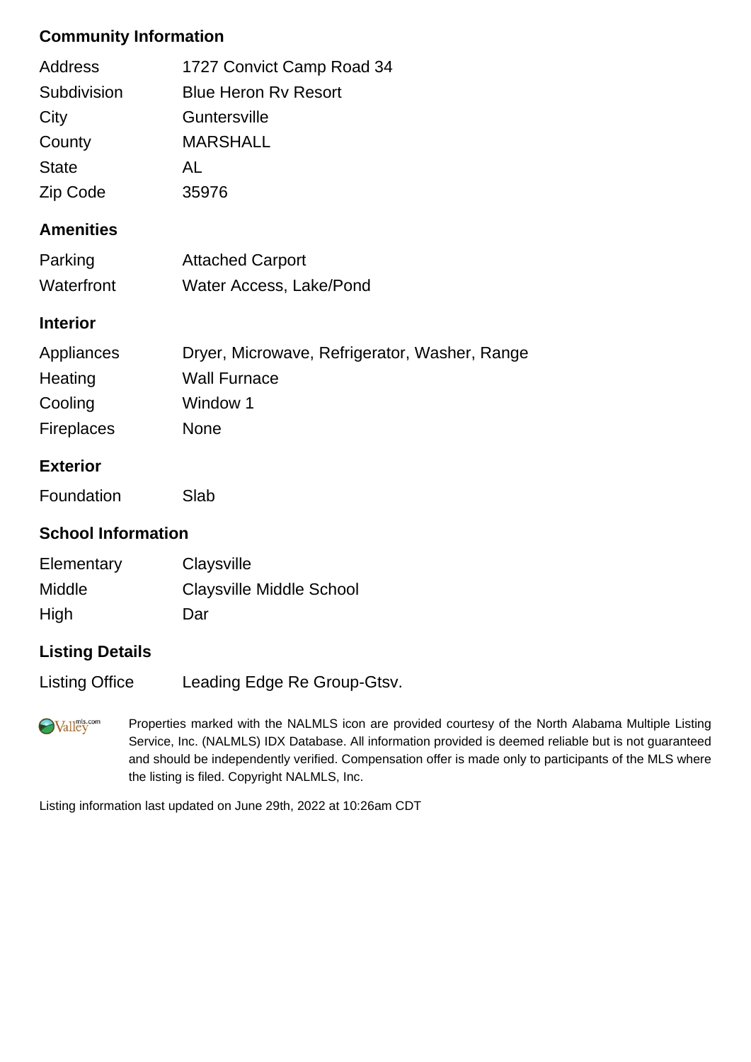## Community Information

| | |
|---|---|
| Address | 1727 Convict Camp Road 34 |
| Subdivision | Blue Heron Rv Resort |
| City | Guntersville |
| County | MARSHALL |
| State | AL |
| Zip Code | 35976 |

## Amenities

| | |
|---|---|
| Parking | Attached Carport |
| Waterfront | Water Access, Lake/Pond |

## Interior

| | |
|---|---|
| Appliances | Dryer, Microwave, Refrigerator, Washer, Range |
| Heating | Wall Furnace |
| Cooling | Window 1 |
| Fireplaces | None |

## Exterior

| | |
|---|---|
| Foundation | Slab |

## School Information

| | |
|---|---|
| Elementary | Claysville |
| Middle | Claysville Middle School |
| High | Dar |

## Listing Details

| | |
|---|---|
| Listing Office | Leading Edge Re Group-Gtsv. |

Properties marked with the NALMLS icon are provided courtesy of the North Alabama Multiple Listing Service, Inc. (NALMLS) IDX Database. All information provided is deemed reliable but is not guaranteed and should be independently verified. Compensation offer is made only to participants of the MLS where the listing is filed. Copyright NALMLS, Inc.

Listing information last updated on June 29th, 2022 at 10:26am CDT